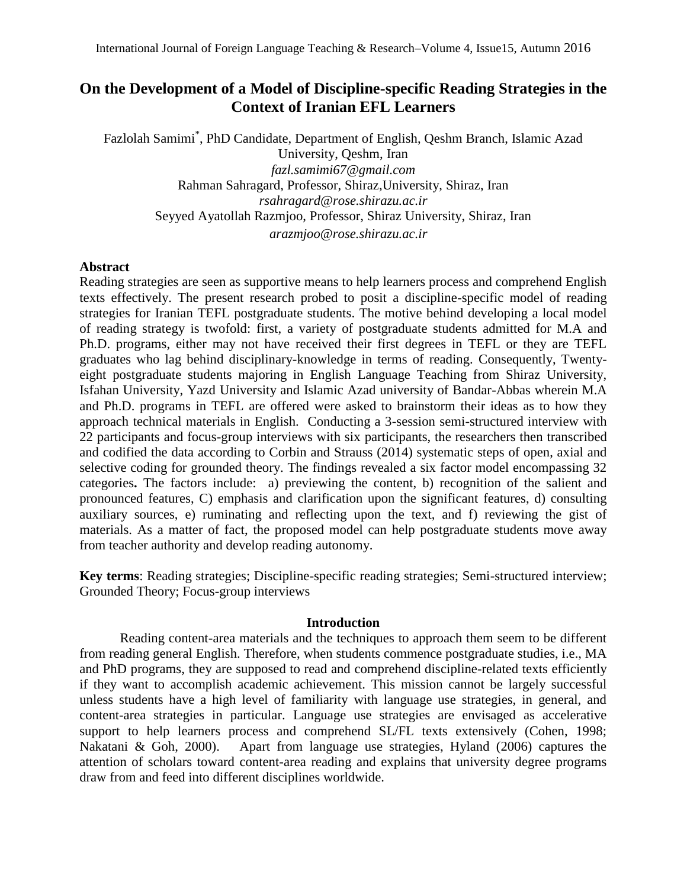# On the Development of a Model of Discipline-specific Reading Strategies in the Context of Iranian EFL Learners

Fazlolah Samimi[*], PhD Candidate, Department of English, Qeshm Branch, Islamic Azad University, Qeshm, Iran
*fazl.samimi67@gmail.com*
Rahman Sahragard, Professor, Shiraz,University, Shiraz, Iran
*rsahragard@rose.shirazu.ac.ir*
Seyyed Ayatollah Razmjoo, Professor, Shiraz University, Shiraz, Iran
*arazmjoo@rose.shirazu.ac.ir*

## Abstract

Reading strategies are seen as supportive means to help learners process and comprehend English texts effectively. The present research probed to posit a discipline-specific model of reading strategies for Iranian TEFL postgraduate students. The motive behind developing a local model of reading strategy is twofold: first, a variety of postgraduate students admitted for M.A and Ph.D. programs, either may not have received their first degrees in TEFL or they are TEFL graduates who lag behind disciplinary-knowledge in terms of reading. Consequently, Twenty-eight postgraduate students majoring in English Language Teaching from Shiraz University, Isfahan University, Yazd University and Islamic Azad university of Bandar-Abbas wherein M.A and Ph.D. programs in TEFL are offered were asked to brainstorm their ideas as to how they approach technical materials in English. Conducting a 3-session semi-structured interview with 22 participants and focus-group interviews with six participants, the researchers then transcribed and codified the data according to Corbin and Strauss (2014) systematic steps of open, axial and selective coding for grounded theory. The findings revealed a six factor model encompassing 32 categories**.** The factors include: a) previewing the content, b) recognition of the salient and pronounced features, C) emphasis and clarification upon the significant features, d) consulting auxiliary sources, e) ruminating and reflecting upon the text, and f) reviewing the gist of materials. As a matter of fact, the proposed model can help postgraduate students move away from teacher authority and develop reading autonomy.

**Key terms**: Reading strategies; Discipline-specific reading strategies; Semi-structured interview; Grounded Theory; Focus-group interviews

## Introduction

Reading content-area materials and the techniques to approach them seem to be different from reading general English. Therefore, when students commence postgraduate studies, i.e., MA and PhD programs, they are supposed to read and comprehend discipline-related texts efficiently if they want to accomplish academic achievement. This mission cannot be largely successful unless students have a high level of familiarity with language use strategies, in general, and content-area strategies in particular. Language use strategies are envisaged as accelerative support to help learners process and comprehend SL/FL texts extensively (Cohen, 1998; Nakatani & Goh, 2000). Apart from language use strategies, Hyland (2006) captures the attention of scholars toward content-area reading and explains that university degree programs draw from and feed into different disciplines worldwide.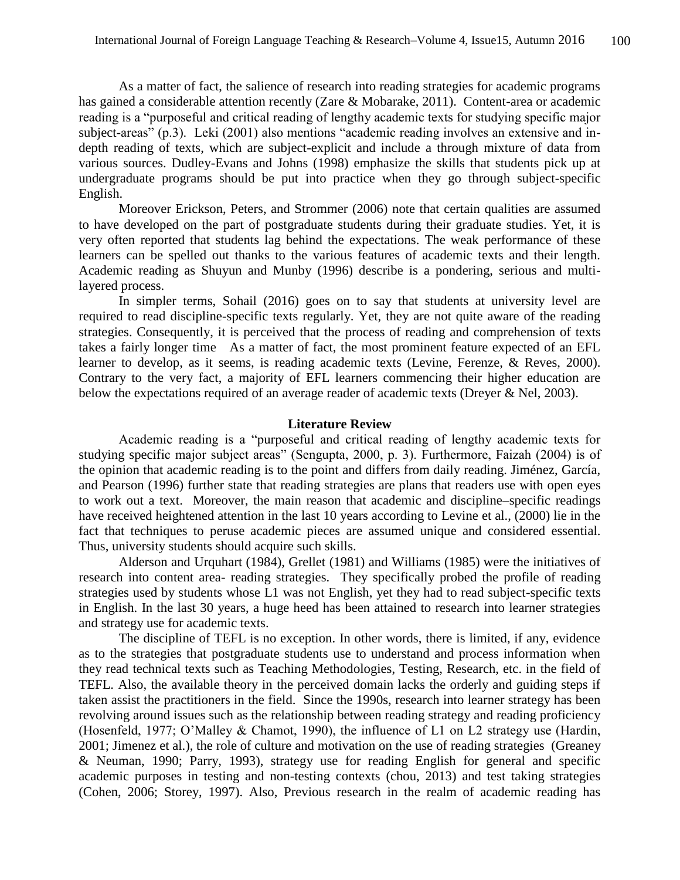As a matter of fact, the salience of research into reading strategies for academic programs has gained a considerable attention recently (Zare & Mobarake, 2011). Content-area or academic reading is a "purposeful and critical reading of lengthy academic texts for studying specific major subject-areas" (p.3). Leki (2001) also mentions "academic reading involves an extensive and in-depth reading of texts, which are subject-explicit and include a through mixture of data from various sources. Dudley-Evans and Johns (1998) emphasize the skills that students pick up at undergraduate programs should be put into practice when they go through subject-specific English.

Moreover Erickson, Peters, and Strommer (2006) note that certain qualities are assumed to have developed on the part of postgraduate students during their graduate studies. Yet, it is very often reported that students lag behind the expectations. The weak performance of these learners can be spelled out thanks to the various features of academic texts and their length. Academic reading as Shuyun and Munby (1996) describe is a pondering, serious and multi-layered process.

In simpler terms, Sohail (2016) goes on to say that students at university level are required to read discipline-specific texts regularly. Yet, they are not quite aware of the reading strategies. Consequently, it is perceived that the process of reading and comprehension of texts takes a fairly longer time As a matter of fact, the most prominent feature expected of an EFL learner to develop, as it seems, is reading academic texts (Levine, Ferenze, & Reves, 2000). Contrary to the very fact, a majority of EFL learners commencing their higher education are below the expectations required of an average reader of academic texts (Dreyer & Nel, 2003).

## Literature Review

Academic reading is a "purposeful and critical reading of lengthy academic texts for studying specific major subject areas" (Sengupta, 2000, p. 3). Furthermore, Faizah (2004) is of the opinion that academic reading is to the point and differs from daily reading. Jiménez, García, and Pearson (1996) further state that reading strategies are plans that readers use with open eyes to work out a text. Moreover, the main reason that academic and discipline–specific readings have received heightened attention in the last 10 years according to Levine et al., (2000) lie in the fact that techniques to peruse academic pieces are assumed unique and considered essential. Thus, university students should acquire such skills.

Alderson and Urquhart (1984), Grellet (1981) and Williams (1985) were the initiatives of research into content area- reading strategies. They specifically probed the profile of reading strategies used by students whose L1 was not English, yet they had to read subject-specific texts in English. In the last 30 years, a huge heed has been attained to research into learner strategies and strategy use for academic texts.

The discipline of TEFL is no exception. In other words, there is limited, if any, evidence as to the strategies that postgraduate students use to understand and process information when they read technical texts such as Teaching Methodologies, Testing, Research, etc. in the field of TEFL. Also, the available theory in the perceived domain lacks the orderly and guiding steps if taken assist the practitioners in the field. Since the 1990s, research into learner strategy has been revolving around issues such as the relationship between reading strategy and reading proficiency (Hosenfeld, 1977; O'Malley & Chamot, 1990), the influence of L1 on L2 strategy use (Hardin, 2001; Jimenez et al.), the role of culture and motivation on the use of reading strategies (Greaney & Neuman, 1990; Parry, 1993), strategy use for reading English for general and specific academic purposes in testing and non-testing contexts (chou, 2013) and test taking strategies (Cohen, 2006; Storey, 1997). Also, Previous research in the realm of academic reading has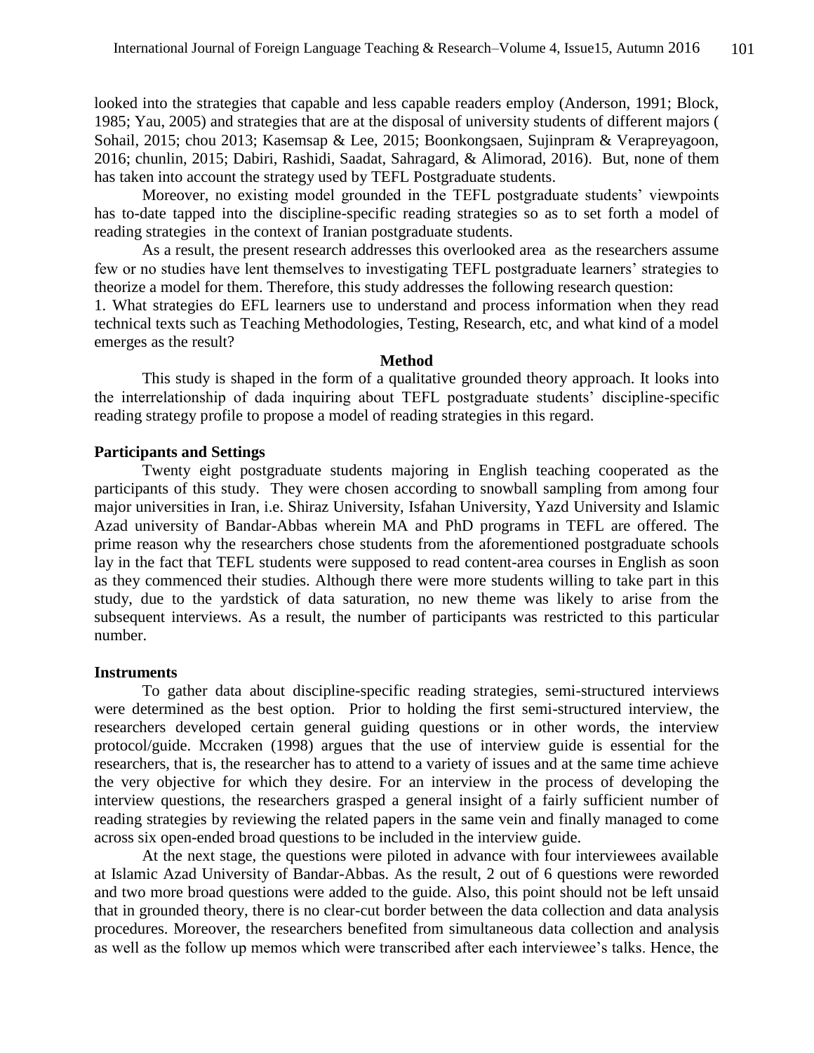looked into the strategies that capable and less capable readers employ (Anderson, 1991; Block, 1985; Yau, 2005) and strategies that are at the disposal of university students of different majors ( Sohail, 2015; chou 2013; Kasemsap & Lee, 2015; Boonkongsaen, Sujinpram & Verapreyagoon, 2016; chunlin, 2015; Dabiri, Rashidi, Saadat, Sahragard, & Alimorad, 2016). But, none of them has taken into account the strategy used by TEFL Postgraduate students.

Moreover, no existing model grounded in the TEFL postgraduate students' viewpoints has to-date tapped into the discipline-specific reading strategies so as to set forth a model of reading strategies in the context of Iranian postgraduate students.

As a result, the present research addresses this overlooked area as the researchers assume few or no studies have lent themselves to investigating TEFL postgraduate learners' strategies to theorize a model for them. Therefore, this study addresses the following research question:

1. What strategies do EFL learners use to understand and process information when they read technical texts such as Teaching Methodologies, Testing, Research, etc, and what kind of a model emerges as the result?

## Method

This study is shaped in the form of a qualitative grounded theory approach. It looks into the interrelationship of dada inquiring about TEFL postgraduate students' discipline-specific reading strategy profile to propose a model of reading strategies in this regard.

### Participants and Settings

Twenty eight postgraduate students majoring in English teaching cooperated as the participants of this study. They were chosen according to snowball sampling from among four major universities in Iran, i.e. Shiraz University, Isfahan University, Yazd University and Islamic Azad university of Bandar-Abbas wherein MA and PhD programs in TEFL are offered. The prime reason why the researchers chose students from the aforementioned postgraduate schools lay in the fact that TEFL students were supposed to read content-area courses in English as soon as they commenced their studies. Although there were more students willing to take part in this study, due to the yardstick of data saturation, no new theme was likely to arise from the subsequent interviews. As a result, the number of participants was restricted to this particular number.

### Instruments

To gather data about discipline-specific reading strategies, semi-structured interviews were determined as the best option. Prior to holding the first semi-structured interview, the researchers developed certain general guiding questions or in other words, the interview protocol/guide. Mccraken (1998) argues that the use of interview guide is essential for the researchers, that is, the researcher has to attend to a variety of issues and at the same time achieve the very objective for which they desire. For an interview in the process of developing the interview questions, the researchers grasped a general insight of a fairly sufficient number of reading strategies by reviewing the related papers in the same vein and finally managed to come across six open-ended broad questions to be included in the interview guide.

At the next stage, the questions were piloted in advance with four interviewees available at Islamic Azad University of Bandar-Abbas. As the result, 2 out of 6 questions were reworded and two more broad questions were added to the guide. Also, this point should not be left unsaid that in grounded theory, there is no clear-cut border between the data collection and data analysis procedures. Moreover, the researchers benefited from simultaneous data collection and analysis as well as the follow up memos which were transcribed after each interviewee's talks. Hence, the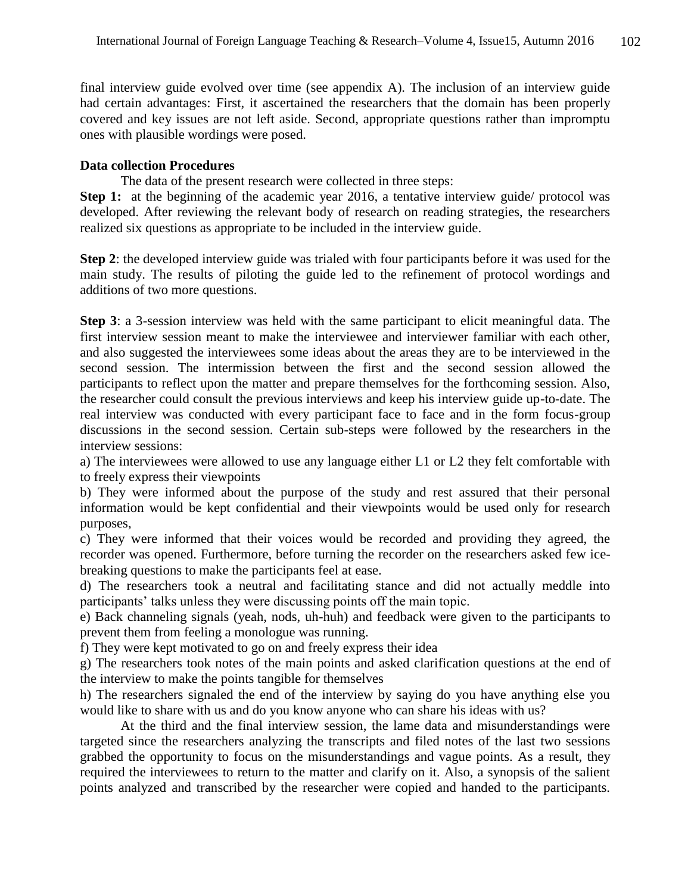final interview guide evolved over time (see appendix A). The inclusion of an interview guide had certain advantages: First, it ascertained the researchers that the domain has been properly covered and key issues are not left aside. Second, appropriate questions rather than impromptu ones with plausible wordings were posed.

**Data collection Procedures**

The data of the present research were collected in three steps:

**Step 1:** at the beginning of the academic year 2016, a tentative interview guide/ protocol was developed. After reviewing the relevant body of research on reading strategies, the researchers realized six questions as appropriate to be included in the interview guide.

**Step 2**: the developed interview guide was trialed with four participants before it was used for the main study. The results of piloting the guide led to the refinement of protocol wordings and additions of two more questions.

**Step 3**: a 3-session interview was held with the same participant to elicit meaningful data. The first interview session meant to make the interviewee and interviewer familiar with each other, and also suggested the interviewees some ideas about the areas they are to be interviewed in the second session. The intermission between the first and the second session allowed the participants to reflect upon the matter and prepare themselves for the forthcoming session. Also, the researcher could consult the previous interviews and keep his interview guide up-to-date. The real interview was conducted with every participant face to face and in the form focus-group discussions in the second session. Certain sub-steps were followed by the researchers in the interview sessions:

a) The interviewees were allowed to use any language either L1 or L2 they felt comfortable with to freely express their viewpoints

b) They were informed about the purpose of the study and rest assured that their personal information would be kept confidential and their viewpoints would be used only for research purposes,

c) They were informed that their voices would be recorded and providing they agreed, the recorder was opened. Furthermore, before turning the recorder on the researchers asked few ice-breaking questions to make the participants feel at ease.

d) The researchers took a neutral and facilitating stance and did not actually meddle into participants' talks unless they were discussing points off the main topic.

e) Back channeling signals (yeah, nods, uh-huh) and feedback were given to the participants to prevent them from feeling a monologue was running.

f) They were kept motivated to go on and freely express their idea

g) The researchers took notes of the main points and asked clarification questions at the end of the interview to make the points tangible for themselves

h) The researchers signaled the end of the interview by saying do you have anything else you would like to share with us and do you know anyone who can share his ideas with us?

At the third and the final interview session, the lame data and misunderstandings were targeted since the researchers analyzing the transcripts and filed notes of the last two sessions grabbed the opportunity to focus on the misunderstandings and vague points. As a result, they required the interviewees to return to the matter and clarify on it. Also, a synopsis of the salient points analyzed and transcribed by the researcher were copied and handed to the participants.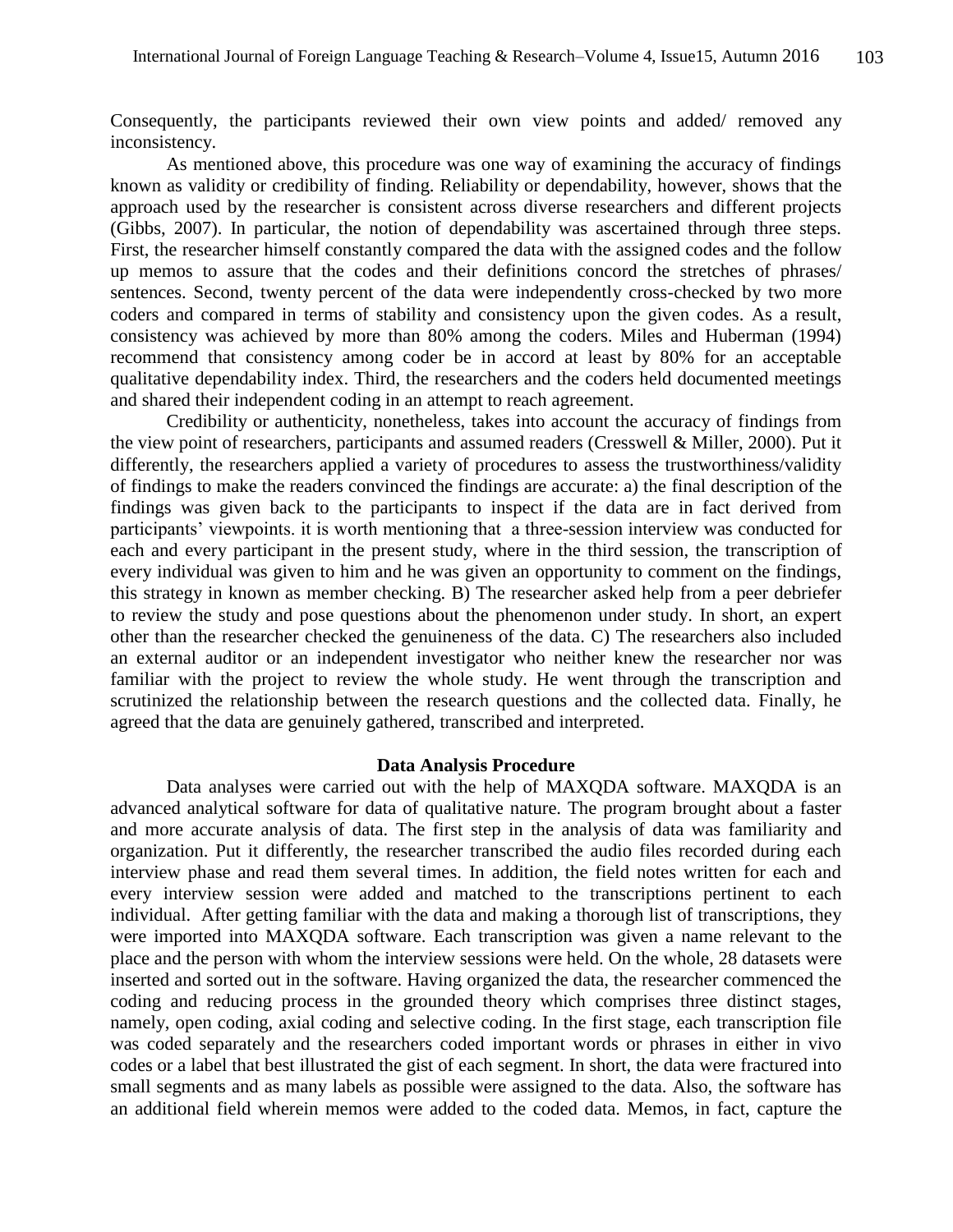Consequently, the participants reviewed their own view points and added/ removed any inconsistency.

As mentioned above, this procedure was one way of examining the accuracy of findings known as validity or credibility of finding. Reliability or dependability, however, shows that the approach used by the researcher is consistent across diverse researchers and different projects (Gibbs, 2007). In particular, the notion of dependability was ascertained through three steps. First, the researcher himself constantly compared the data with the assigned codes and the follow up memos to assure that the codes and their definitions concord the stretches of phrases/ sentences. Second, twenty percent of the data were independently cross-checked by two more coders and compared in terms of stability and consistency upon the given codes. As a result, consistency was achieved by more than 80% among the coders. Miles and Huberman (1994) recommend that consistency among coder be in accord at least by 80% for an acceptable qualitative dependability index. Third, the researchers and the coders held documented meetings and shared their independent coding in an attempt to reach agreement.

Credibility or authenticity, nonetheless, takes into account the accuracy of findings from the view point of researchers, participants and assumed readers (Cresswell & Miller, 2000). Put it differently, the researchers applied a variety of procedures to assess the trustworthiness/validity of findings to make the readers convinced the findings are accurate: a) the final description of the findings was given back to the participants to inspect if the data are in fact derived from participants' viewpoints. it is worth mentioning that a three-session interview was conducted for each and every participant in the present study, where in the third session, the transcription of every individual was given to him and he was given an opportunity to comment on the findings, this strategy in known as member checking. B) The researcher asked help from a peer debriefer to review the study and pose questions about the phenomenon under study. In short, an expert other than the researcher checked the genuineness of the data. C) The researchers also included an external auditor or an independent investigator who neither knew the researcher nor was familiar with the project to review the whole study. He went through the transcription and scrutinized the relationship between the research questions and the collected data. Finally, he agreed that the data are genuinely gathered, transcribed and interpreted.

## Data Analysis Procedure

Data analyses were carried out with the help of MAXQDA software. MAXQDA is an advanced analytical software for data of qualitative nature. The program brought about a faster and more accurate analysis of data. The first step in the analysis of data was familiarity and organization. Put it differently, the researcher transcribed the audio files recorded during each interview phase and read them several times. In addition, the field notes written for each and every interview session were added and matched to the transcriptions pertinent to each individual. After getting familiar with the data and making a thorough list of transcriptions, they were imported into MAXQDA software. Each transcription was given a name relevant to the place and the person with whom the interview sessions were held. On the whole, 28 datasets were inserted and sorted out in the software. Having organized the data, the researcher commenced the coding and reducing process in the grounded theory which comprises three distinct stages, namely, open coding, axial coding and selective coding. In the first stage, each transcription file was coded separately and the researchers coded important words or phrases in either in vivo codes or a label that best illustrated the gist of each segment. In short, the data were fractured into small segments and as many labels as possible were assigned to the data. Also, the software has an additional field wherein memos were added to the coded data. Memos, in fact, capture the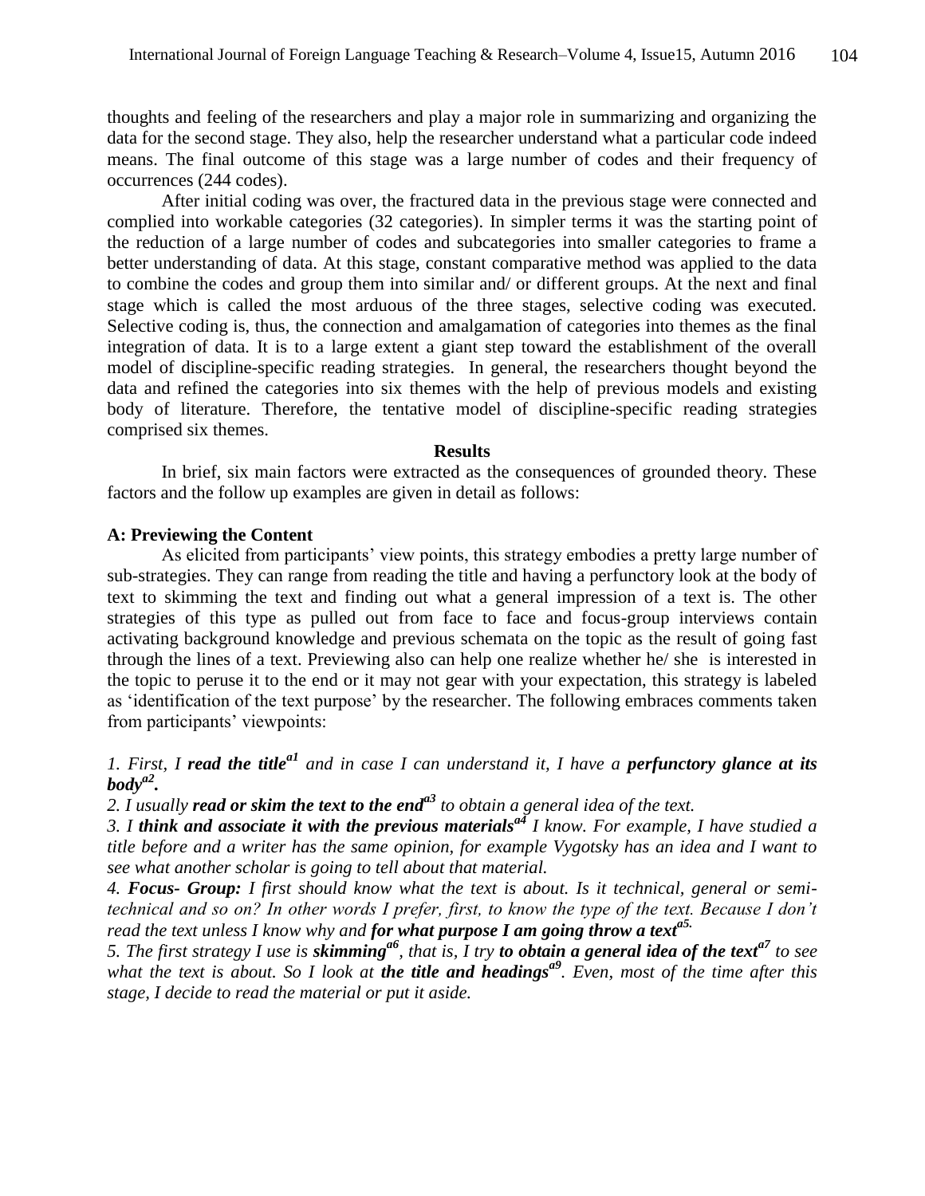thoughts and feeling of the researchers and play a major role in summarizing and organizing the data for the second stage. They also, help the researcher understand what a particular code indeed means. The final outcome of this stage was a large number of codes and their frequency of occurrences (244 codes).

After initial coding was over, the fractured data in the previous stage were connected and complied into workable categories (32 categories). In simpler terms it was the starting point of the reduction of a large number of codes and subcategories into smaller categories to frame a better understanding of data. At this stage, constant comparative method was applied to the data to combine the codes and group them into similar and/ or different groups. At the next and final stage which is called the most arduous of the three stages, selective coding was executed. Selective coding is, thus, the connection and amalgamation of categories into themes as the final integration of data. It is to a large extent a giant step toward the establishment of the overall model of discipline-specific reading strategies. In general, the researchers thought beyond the data and refined the categories into six themes with the help of previous models and existing body of literature. Therefore, the tentative model of discipline-specific reading strategies comprised six themes.

## Results

In brief, six main factors were extracted as the consequences of grounded theory. These factors and the follow up examples are given in detail as follows:

### A: Previewing the Content

As elicited from participants' view points, this strategy embodies a pretty large number of sub-strategies. They can range from reading the title and having a perfunctory look at the body of text to skimming the text and finding out what a general impression of a text is. The other strategies of this type as pulled out from face to face and focus-group interviews contain activating background knowledge and previous schemata on the topic as the result of going fast through the lines of a text. Previewing also can help one realize whether he/ she is interested in the topic to peruse it to the end or it may not gear with your expectation, this strategy is labeled as 'identification of the text purpose' by the researcher. The following embraces comments taken from participants' viewpoints:

*1. First, I **read the title**[a1] and in case I can understand it, I have a **perfunctory glance at its body**[a2].*

*2. I usually **read or skim the text to the end**[a3] to obtain a general idea of the text.*

*3. I **think and associate it with the previous materials**[a4] I know. For example, I have studied a title before and a writer has the same opinion, for example Vygotsky has an idea and I want to see what another scholar is going to tell about that material.*

*4. **Focus- Group:** I first should know what the text is about. Is it technical, general or semi-technical and so on? In other words I prefer, first, to know the type of the text. Because I don't read the text unless I know why and **for what purpose I am going throw a text**[a5].*

*5. The first strategy I use is **skimming**[a6], that is, I try **to obtain a general idea of the text**[a7] to see what the text is about. So I look at **the title and headings**[a9]. Even, most of the time after this stage, I decide to read the material or put it aside.*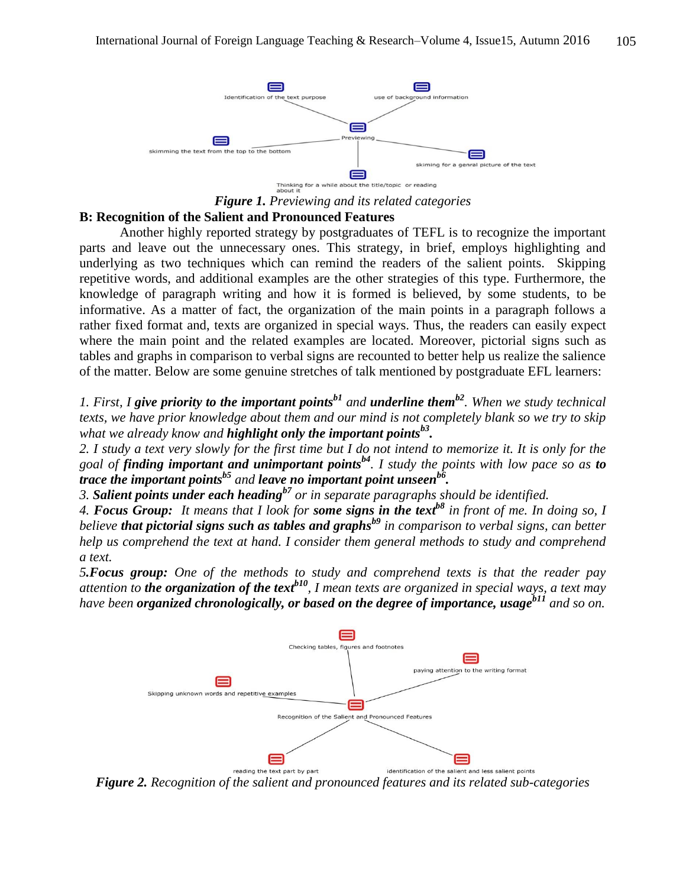Identification of the text purpose

use of background information

Previewing

skimming the text from the top to the bottom

skiming for a genral picture of the text

Thinking for a while about the title/topic or reading about it

***Figure 1.*** *Previewing and its related categories*

**B: Recognition of the Salient and Pronounced Features**

Another highly reported strategy by postgraduates of TEFL is to recognize the important parts and leave out the unnecessary ones. This strategy, in brief, employs highlighting and underlying as two techniques which can remind the readers of the salient points. Skipping repetitive words, and additional examples are the other strategies of this type. Furthermore, the knowledge of paragraph writing and how it is formed is believed, by some students, to be informative. As a matter of fact, the organization of the main points in a paragraph follows a rather fixed format and, texts are organized in special ways. Thus, the readers can easily expect where the main point and the related examples are located. Moreover, pictorial signs such as tables and graphs in comparison to verbal signs are recounted to better help us realize the salience of the matter. Below are some genuine stretches of talk mentioned by postgraduate EFL learners:

*1. First, I **give priority to the important points**[b1] and **underline them**[b2]. When we study technical texts, we have prior knowledge about them and our mind is not completely blank so we try to skip what we already know and **highlight only the important points**[b3].*

*2. I study a text very slowly for the first time but I do not intend to memorize it. It is only for the goal of **finding important and unimportant points**[b4]. I study the points with low pace so as **to trace the important points**[b5] and **leave no important point unseen**[b6].*

*3. **Salient points under each heading**[b7] or in separate paragraphs should be identified.*

*4. **Focus Group:** It means that I look for **some signs in the text**[b8] in front of me. In doing so, I believe **that pictorial signs such as tables and graphs**[b9] in comparison to verbal signs, can better help us comprehend the text at hand. I consider them general methods to study and comprehend a text.*

*5.**Focus group:** One of the methods to study and comprehend texts is that the reader pay attention to **the organization of the text**[b10], I mean texts are organized in special ways, a text may have been **organized chronologically, or based on the degree of importance, usage**[b11] and so on.*

Checking tables, figures and footnotes

paying attention to the writing format

Skipping unknown words and repetitive examples

Recognition of the Salient and Pronounced Features

reading the text part by part

identification of the salient and less salient points

***Figure 2.*** *Recognition of the salient and pronounced features and its related sub-categories*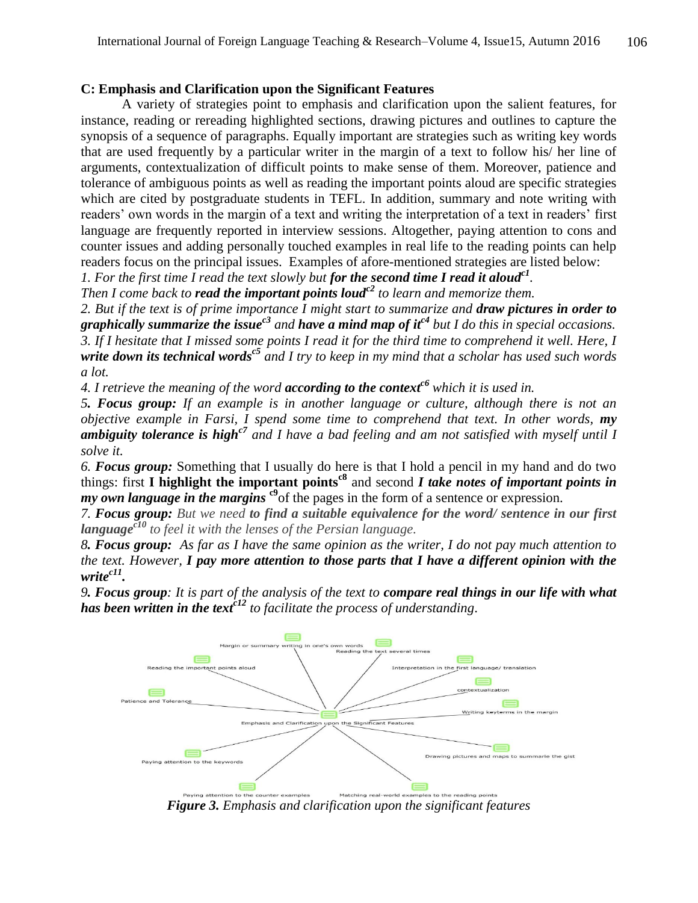### C: Emphasis and Clarification upon the Significant Features

A variety of strategies point to emphasis and clarification upon the salient features, for instance, reading or rereading highlighted sections, drawing pictures and outlines to capture the synopsis of a sequence of paragraphs. Equally important are strategies such as writing key words that are used frequently by a particular writer in the margin of a text to follow his/ her line of arguments, contextualization of difficult points to make sense of them. Moreover, patience and tolerance of ambiguous points as well as reading the important points aloud are specific strategies which are cited by postgraduate students in TEFL. In addition, summary and note writing with readers' own words in the margin of a text and writing the interpretation of a text in readers' first language are frequently reported in interview sessions. Altogether, paying attention to cons and counter issues and adding personally touched examples in real life to the reading points can help readers focus on the principal issues. Examples of afore-mentioned strategies are listed below:

*1. For the first time I read the text slowly but* ***for the second time I read it aloud*** [c1]*.*
*Then I come back to* ***read the important points loud*** [c2] *to learn and memorize them.*

*2. But if the text is of prime importance I might start to summarize and* ***draw pictures in order to graphically summarize the issue*** [c3] *and* ***have a mind map of it*** [c4] *but I do this in special occasions.*

*3. If I hesitate that I missed some points I read it for the third time to comprehend it well. Here, I* ***write down its technical words*** [c5] *and I try to keep in my mind that a scholar has used such words a lot.*

*4. I retrieve the meaning of the word* ***according to the context*** [c6] *which it is used in.*

*5.* ***Focus group:*** *If an example is in another language or culture, although there is not an objective example in Farsi, I spend some time to comprehend that text. In other words,* ***my ambiguity tolerance is high*** [c7] *and I have a bad feeling and am not satisfied with myself until I solve it.*

*6.* ***Focus group:*** Something that I usually do here is that I hold a pencil in my hand and do two things: first **I highlight the important points** [c8] and second ***I take notes of important points in my own language in the margins*** [c9] of the pages in the form of a sentence or expression.

*7.* ***Focus group:*** *But we need* ***to find a suitable equivalence for the word/ sentence in our first language*** [c10] *to feel it with the lenses of the Persian language.*

*8.* ***Focus group:*** *As far as I have the same opinion as the writer, I do not pay much attention to the text. However,* ***I pay more attention to those parts that I have a different opinion with the write*** [c11]***.***

*9.* ***Focus group****: It is part of the analysis of the text to* ***compare real things in our life with what has been written in the text*** [c12] *to facilitate the process of understanding.*

***Figure 3.*** *Emphasis and clarification upon the significant features*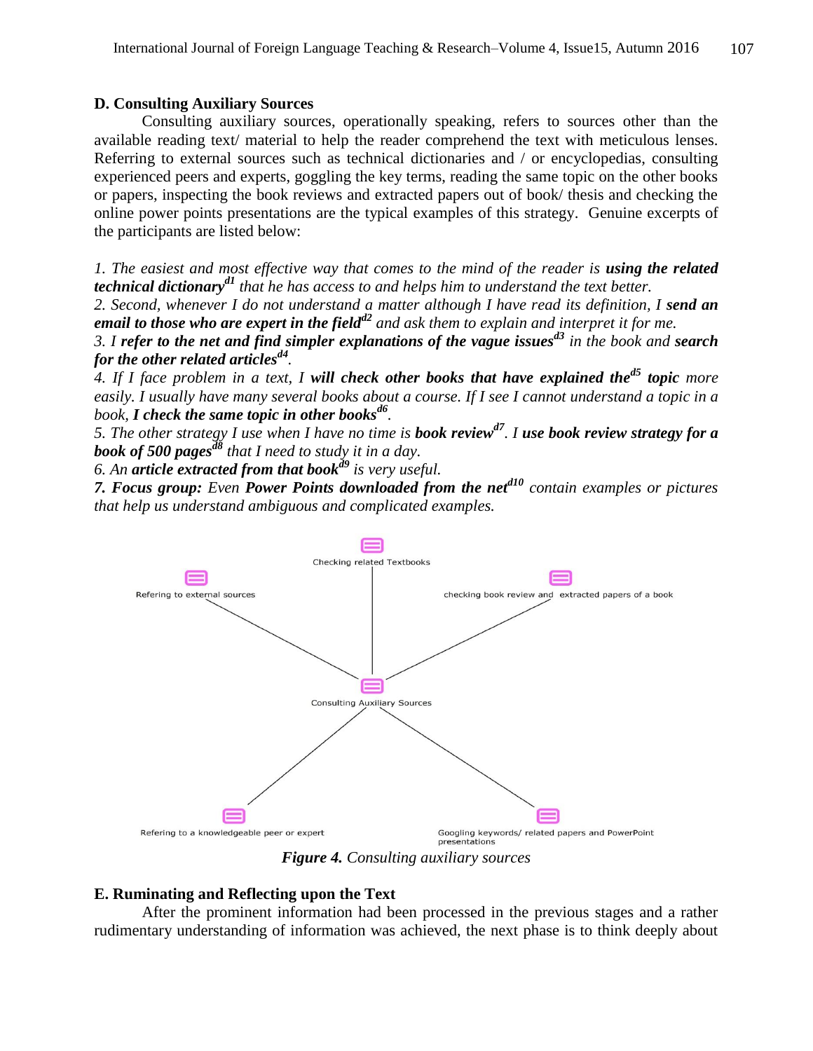**D. Consulting Auxiliary Sources**

Consulting auxiliary sources, operationally speaking, refers to sources other than the available reading text/ material to help the reader comprehend the text with meticulous lenses. Referring to external sources such as technical dictionaries and / or encyclopedias, consulting experienced peers and experts, goggling the key terms, reading the same topic on the other books or papers, inspecting the book reviews and extracted papers out of book/ thesis and checking the online power points presentations are the typical examples of this strategy. Genuine excerpts of the participants are listed below:

*1. The easiest and most effective way that comes to the mind of the reader is* ***using the related technical dictionary***[d1] *that he has access to and helps him to understand the text better.*

*2. Second, whenever I do not understand a matter although I have read its definition, I* ***send an email to those who are expert in the field***[d2] *and ask them to explain and interpret it for me.*

*3. I* ***refer to the net and find simpler explanations of the vague issues***[d3] *in the book and* ***search for the other related articles***[d4].

*4. If I face problem in a text, I* ***will check other books that have explained the***[d5] ***topic*** *more easily. I usually have many several books about a course. If I see I cannot understand a topic in a book,* ***I check the same topic in other books***[d6].

*5. The other strategy I use when I have no time is* ***book review***[d7]. *I* ***use book review strategy for a book of 500 pages***[d8] *that I need to study it in a day.*

*6. An* ***article extracted from that book***[d9] *is very useful.*

***7. Focus group:*** *Even* ***Power Points downloaded from the net***[d10] *contain examples or pictures that help us understand ambiguous and complicated examples.*

Checking related Textbooks

Refering to external sources

checking book review and extracted papers of a book

Consulting Auxiliary Sources

Refering to a knowledgeable peer or expert

Googling keywords/ related papers and PowerPoint presentations

***Figure 4.*** *Consulting auxiliary sources*

**E. Ruminating and Reflecting upon the Text**

After the prominent information had been processed in the previous stages and a rather rudimentary understanding of information was achieved, the next phase is to think deeply about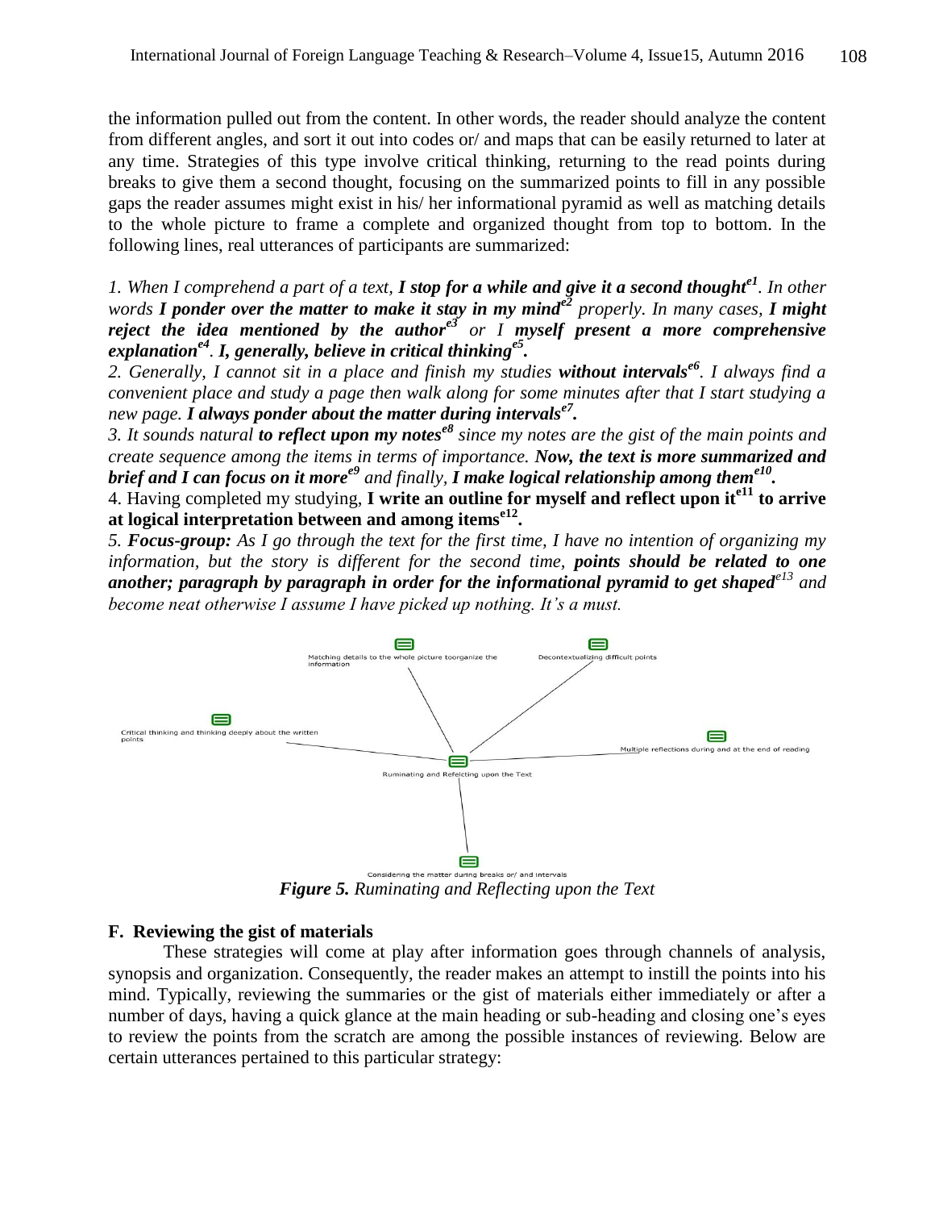the information pulled out from the content. In other words, the reader should analyze the content from different angles, and sort it out into codes or/ and maps that can be easily returned to later at any time. Strategies of this type involve critical thinking, returning to the read points during breaks to give them a second thought, focusing on the summarized points to fill in any possible gaps the reader assumes might exist in his/ her informational pyramid as well as matching details to the whole picture to frame a complete and organized thought from top to bottom. In the following lines, real utterances of participants are summarized:

*1. When I comprehend a part of a text,* ***I stop for a while and give it a second thought**[e1]*. *In other words* ***I ponder over the matter to make it stay in my mind**[e2]* *properly. In many cases,* ***I might reject the idea mentioned by the author**[e3]* *or I* ***myself present a more comprehensive explanation**[e4]*. ***I, generally, believe in critical thinking**[e5].*

*2. Generally, I cannot sit in a place and finish my studies* ***without intervals**[e6]*. *I always find a convenient place and study a page then walk along for some minutes after that I start studying a new page.* ***I always ponder about the matter during intervals**[e7].*

*3. It sounds natural* ***to reflect upon my notes**[e8]* *since my notes are the gist of the main points and create sequence among the items in terms of importance.* ***Now, the text is more summarized and brief and I can focus on it more**[e9]* *and finally,* ***I make logical relationship among them**[e10].*

4. Having completed my studying, **I write an outline for myself and reflect upon it[e11] to arrive at logical interpretation between and among items[e12].**

*5.* ***Focus-group:*** *As I go through the text for the first time, I have no intention of organizing my information, but the story is different for the second time,* ***points should be related to one another; paragraph by paragraph in order for the informational pyramid to get shaped**[e13]* *and become neat otherwise I assume I have picked up nothing. It's a must.*

Matching details to the whole picture toorganize the information

Decontextualizing difficult points

Critical thinking and thinking deeply about the written points

Multiple reflections during and at the end of reading

Ruminating and Refelcting upon the Text

Considering the matter during breaks or/ and intervals

***Figure 5.*** *Ruminating and Reflecting upon the Text*

### F. Reviewing the gist of materials

These strategies will come at play after information goes through channels of analysis, synopsis and organization. Consequently, the reader makes an attempt to instill the points into his mind. Typically, reviewing the summaries or the gist of materials either immediately or after a number of days, having a quick glance at the main heading or sub-heading and closing one's eyes to review the points from the scratch are among the possible instances of reviewing. Below are certain utterances pertained to this particular strategy: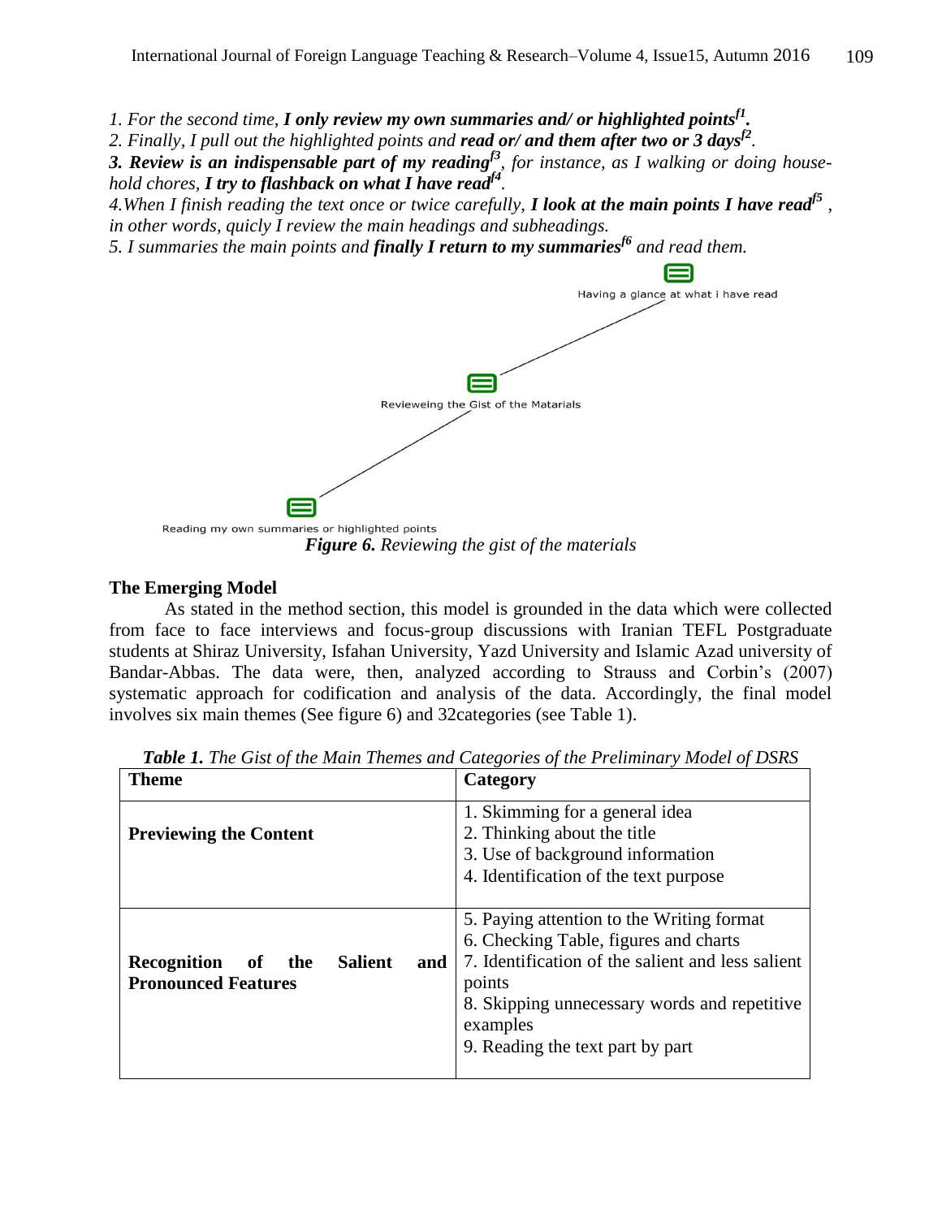*1. For the second time,* ***I only review my own summaries and/ or highlighted points***[f1]***.***
*2. Finally, I pull out the highlighted points and* ***read or/ and them after two or 3 days***[f2]*.*
***3. Review is an indispensable part of my reading***[f3]*, for instance, as I walking or doing household chores,* ***I try to flashback on what I have read***[f4]*.*
*4.When I finish reading the text once or twice carefully,* ***I look at the main points I have read***[f5] *, in other words, quicly I review the main headings and subheadings.*
*5. I summaries the main points and* ***finally I return to my summaries***[f6] *and read them.*

Having a glance at what i have read

Revieweing the Gist of the Matarials

Reading my own summaries or highlighted points

***Figure 6.*** *Reviewing the gist of the materials*

**The Emerging Model**

As stated in the method section, this model is grounded in the data which were collected from face to face interviews and focus-group discussions with Iranian TEFL Postgraduate students at Shiraz University, Isfahan University, Yazd University and Islamic Azad university of Bandar-Abbas. The data were, then, analyzed according to Strauss and Corbin's (2007) systematic approach for codification and analysis of the data. Accordingly, the final model involves six main themes (See figure 6) and 32categories (see Table 1).

***Table 1.*** *The Gist of the Main Themes and Categories of the Preliminary Model of DSRS*

| Theme | Category |
|---|---|
| **Previewing the Content** | 1. Skimming for a general idea<br>2. Thinking about the title<br>3. Use of background information<br>4. Identification of the text purpose |
| **Recognition of the Salient and Pronounced Features** | 5. Paying attention to the Writing format<br>6. Checking Table, figures and charts<br>7. Identification of the salient and less salient points<br>8. Skipping unnecessary words and repetitive examples<br>9. Reading the text part by part |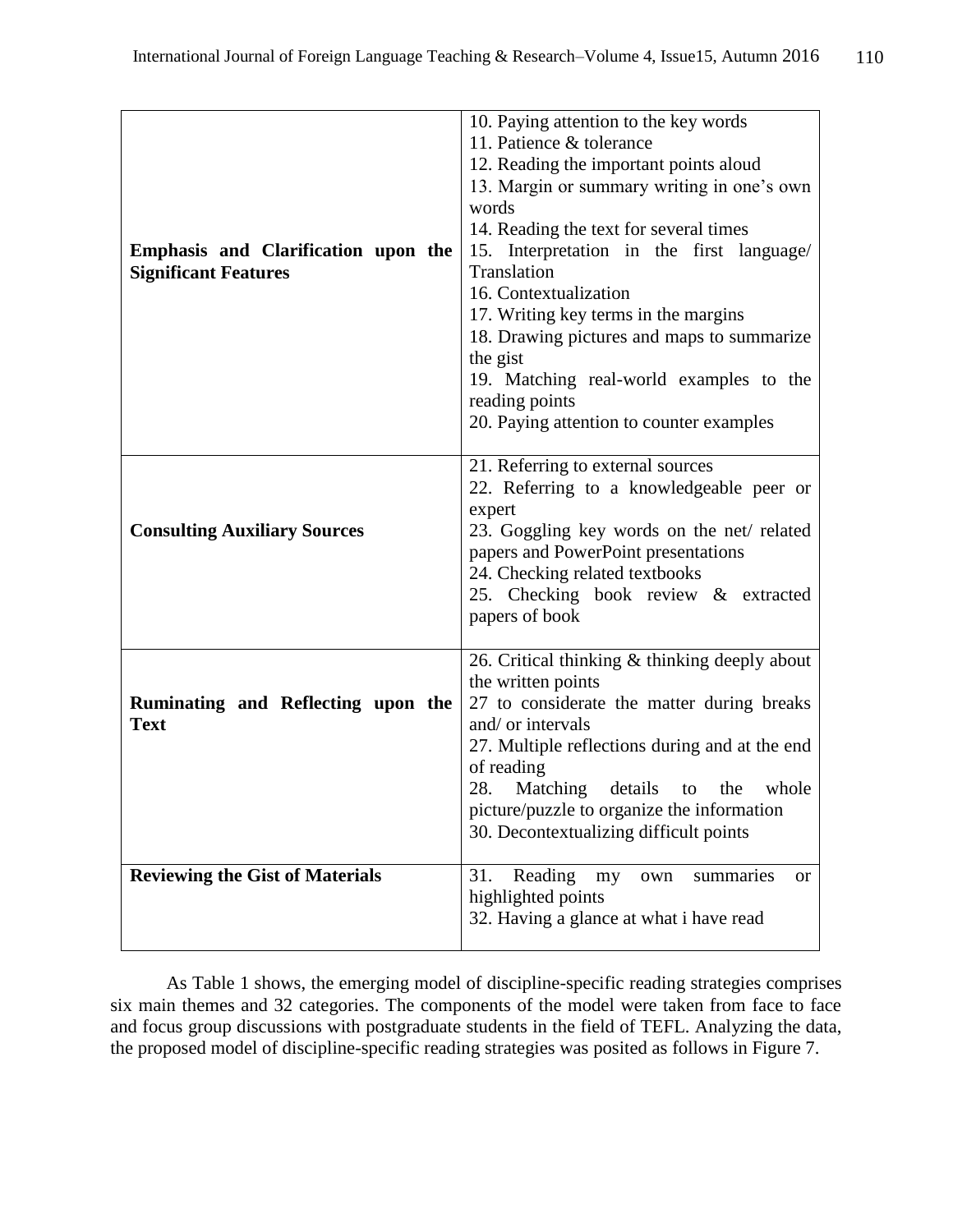| | |
|---|---|
| **Emphasis and Clarification upon the Significant Features** | 10. Paying attention to the key words<br>11. Patience & tolerance<br>12. Reading the important points aloud<br>13. Margin or summary writing in one's own words<br>14. Reading the text for several times<br>15. Interpretation in the first language/ Translation<br>16. Contextualization<br>17. Writing key terms in the margins<br>18. Drawing pictures and maps to summarize the gist<br>19. Matching real-world examples to the reading points<br>20. Paying attention to counter examples |
| **Consulting Auxiliary Sources** | 21. Referring to external sources<br>22. Referring to a knowledgeable peer or expert<br>23. Goggling key words on the net/ related papers and PowerPoint presentations<br>24. Checking related textbooks<br>25. Checking book review & extracted papers of book |
| **Ruminating and Reflecting upon the Text** | 26. Critical thinking & thinking deeply about the written points<br>27 to considerate the matter during breaks and/ or intervals<br>27. Multiple reflections during and at the end of reading<br>28. Matching details to the whole picture/puzzle to organize the information<br>30. Decontextualizing difficult points |
| **Reviewing the Gist of Materials** | 31. Reading my own summaries or highlighted points<br>32. Having a glance at what i have read |

As Table 1 shows, the emerging model of discipline-specific reading strategies comprises six main themes and 32 categories. The components of the model were taken from face to face and focus group discussions with postgraduate students in the field of TEFL. Analyzing the data, the proposed model of discipline-specific reading strategies was posited as follows in Figure 7.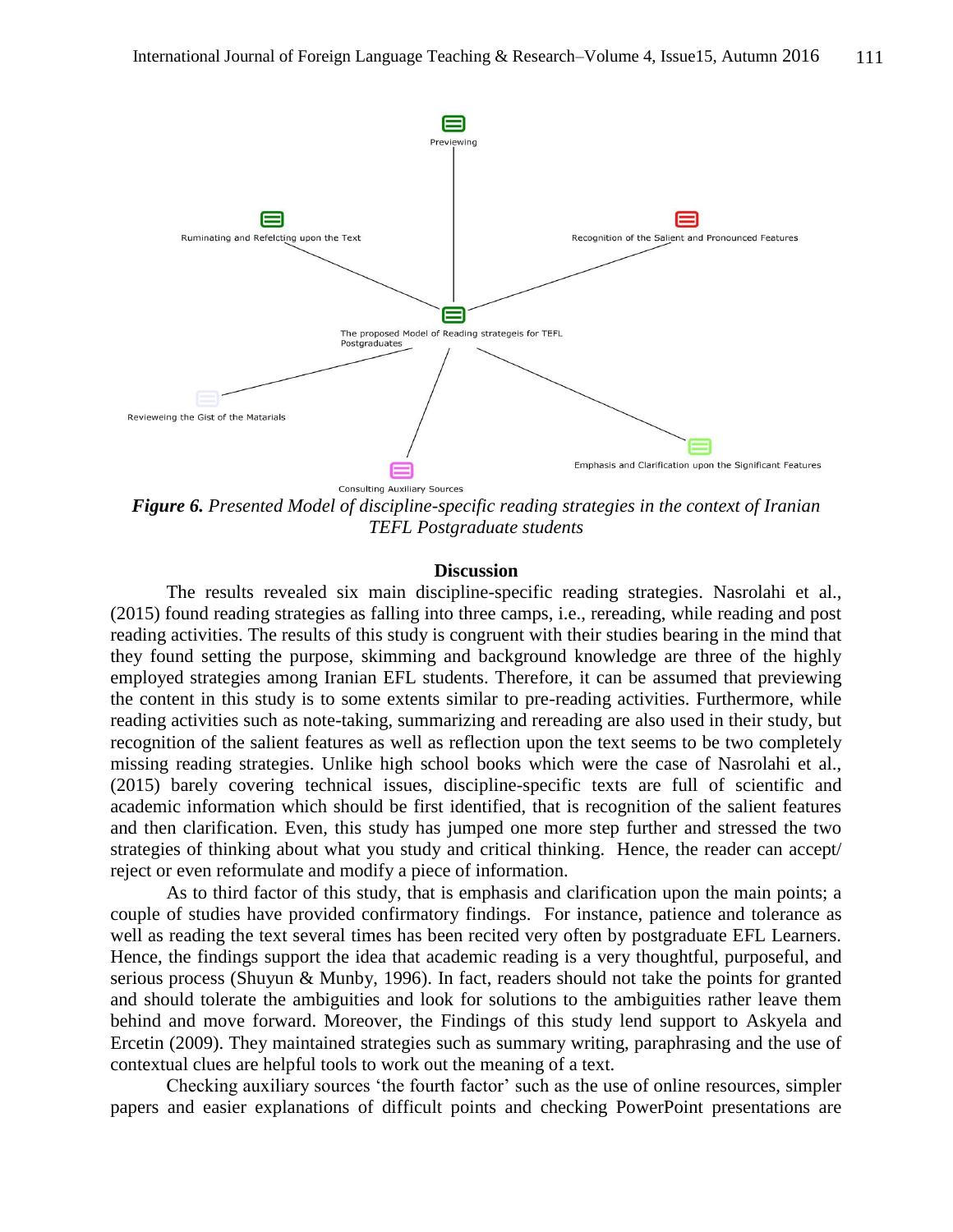Previewing

Ruminating and Refelcting upon the Text

Recognition of the Salient and Pronounced Features

The proposed Model of Reading strategeis for TEFL Postgraduates

Revieweing the Gist of the Matarials

Emphasis and Clarification upon the Significant Features

Consulting Auxiliary Sources

***Figure 6.*** *Presented Model of discipline-specific reading strategies in the context of Iranian TEFL Postgraduate students*

## Discussion

The results revealed six main discipline-specific reading strategies. Nasrolahi et al., (2015) found reading strategies as falling into three camps, i.e., rereading, while reading and post reading activities. The results of this study is congruent with their studies bearing in the mind that they found setting the purpose, skimming and background knowledge are three of the highly employed strategies among Iranian EFL students. Therefore, it can be assumed that previewing the content in this study is to some extents similar to pre-reading activities. Furthermore, while reading activities such as note-taking, summarizing and rereading are also used in their study, but recognition of the salient features as well as reflection upon the text seems to be two completely missing reading strategies. Unlike high school books which were the case of Nasrolahi et al., (2015) barely covering technical issues, discipline-specific texts are full of scientific and academic information which should be first identified, that is recognition of the salient features and then clarification. Even, this study has jumped one more step further and stressed the two strategies of thinking about what you study and critical thinking. Hence, the reader can accept/ reject or even reformulate and modify a piece of information.

As to third factor of this study, that is emphasis and clarification upon the main points; a couple of studies have provided confirmatory findings. For instance, patience and tolerance as well as reading the text several times has been recited very often by postgraduate EFL Learners. Hence, the findings support the idea that academic reading is a very thoughtful, purposeful, and serious process (Shuyun & Munby, 1996). In fact, readers should not take the points for granted and should tolerate the ambiguities and look for solutions to the ambiguities rather leave them behind and move forward. Moreover, the Findings of this study lend support to Askyela and Ercetin (2009). They maintained strategies such as summary writing, paraphrasing and the use of contextual clues are helpful tools to work out the meaning of a text.

Checking auxiliary sources 'the fourth factor' such as the use of online resources, simpler papers and easier explanations of difficult points and checking PowerPoint presentations are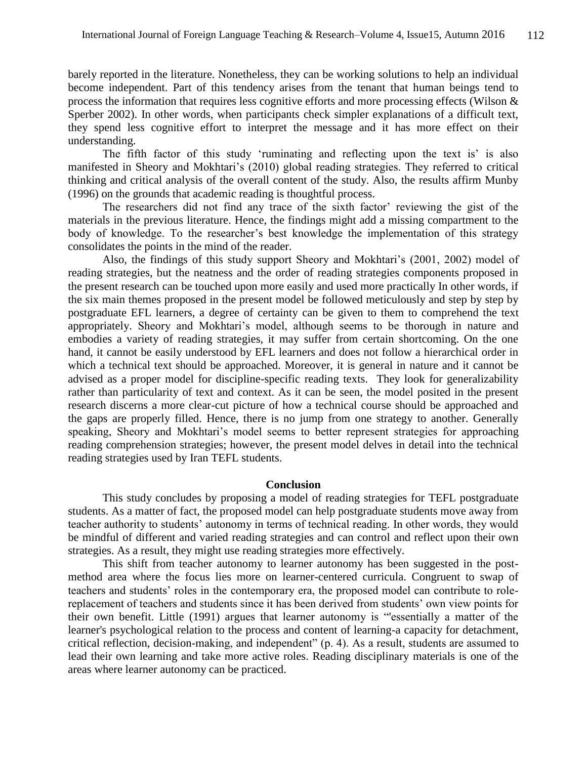barely reported in the literature. Nonetheless, they can be working solutions to help an individual become independent. Part of this tendency arises from the tenant that human beings tend to process the information that requires less cognitive efforts and more processing effects (Wilson & Sperber 2002). In other words, when participants check simpler explanations of a difficult text, they spend less cognitive effort to interpret the message and it has more effect on their understanding.

The fifth factor of this study 'ruminating and reflecting upon the text is' is also manifested in Sheory and Mokhtari's (2010) global reading strategies. They referred to critical thinking and critical analysis of the overall content of the study. Also, the results affirm Munby (1996) on the grounds that academic reading is thoughtful process.

The researchers did not find any trace of the sixth factor' reviewing the gist of the materials in the previous literature. Hence, the findings might add a missing compartment to the body of knowledge. To the researcher's best knowledge the implementation of this strategy consolidates the points in the mind of the reader.

Also, the findings of this study support Sheory and Mokhtari's (2001, 2002) model of reading strategies, but the neatness and the order of reading strategies components proposed in the present research can be touched upon more easily and used more practically In other words, if the six main themes proposed in the present model be followed meticulously and step by step by postgraduate EFL learners, a degree of certainty can be given to them to comprehend the text appropriately. Sheory and Mokhtari's model, although seems to be thorough in nature and embodies a variety of reading strategies, it may suffer from certain shortcoming. On the one hand, it cannot be easily understood by EFL learners and does not follow a hierarchical order in which a technical text should be approached. Moreover, it is general in nature and it cannot be advised as a proper model for discipline-specific reading texts. They look for generalizability rather than particularity of text and context. As it can be seen, the model posited in the present research discerns a more clear-cut picture of how a technical course should be approached and the gaps are properly filled. Hence, there is no jump from one strategy to another. Generally speaking, Sheory and Mokhtari's model seems to better represent strategies for approaching reading comprehension strategies; however, the present model delves in detail into the technical reading strategies used by Iran TEFL students.

## Conclusion

This study concludes by proposing a model of reading strategies for TEFL postgraduate students. As a matter of fact, the proposed model can help postgraduate students move away from teacher authority to students' autonomy in terms of technical reading. In other words, they would be mindful of different and varied reading strategies and can control and reflect upon their own strategies. As a result, they might use reading strategies more effectively.

This shift from teacher autonomy to learner autonomy has been suggested in the post-method area where the focus lies more on learner-centered curricula. Congruent to swap of teachers and students' roles in the contemporary era, the proposed model can contribute to role-replacement of teachers and students since it has been derived from students' own view points for their own benefit. Little (1991) argues that learner autonomy is "'essentially a matter of the learner's psychological relation to the process and content of learning-a capacity for detachment, critical reflection, decision-making, and independent" (p. 4). As a result, students are assumed to lead their own learning and take more active roles. Reading disciplinary materials is one of the areas where learner autonomy can be practiced.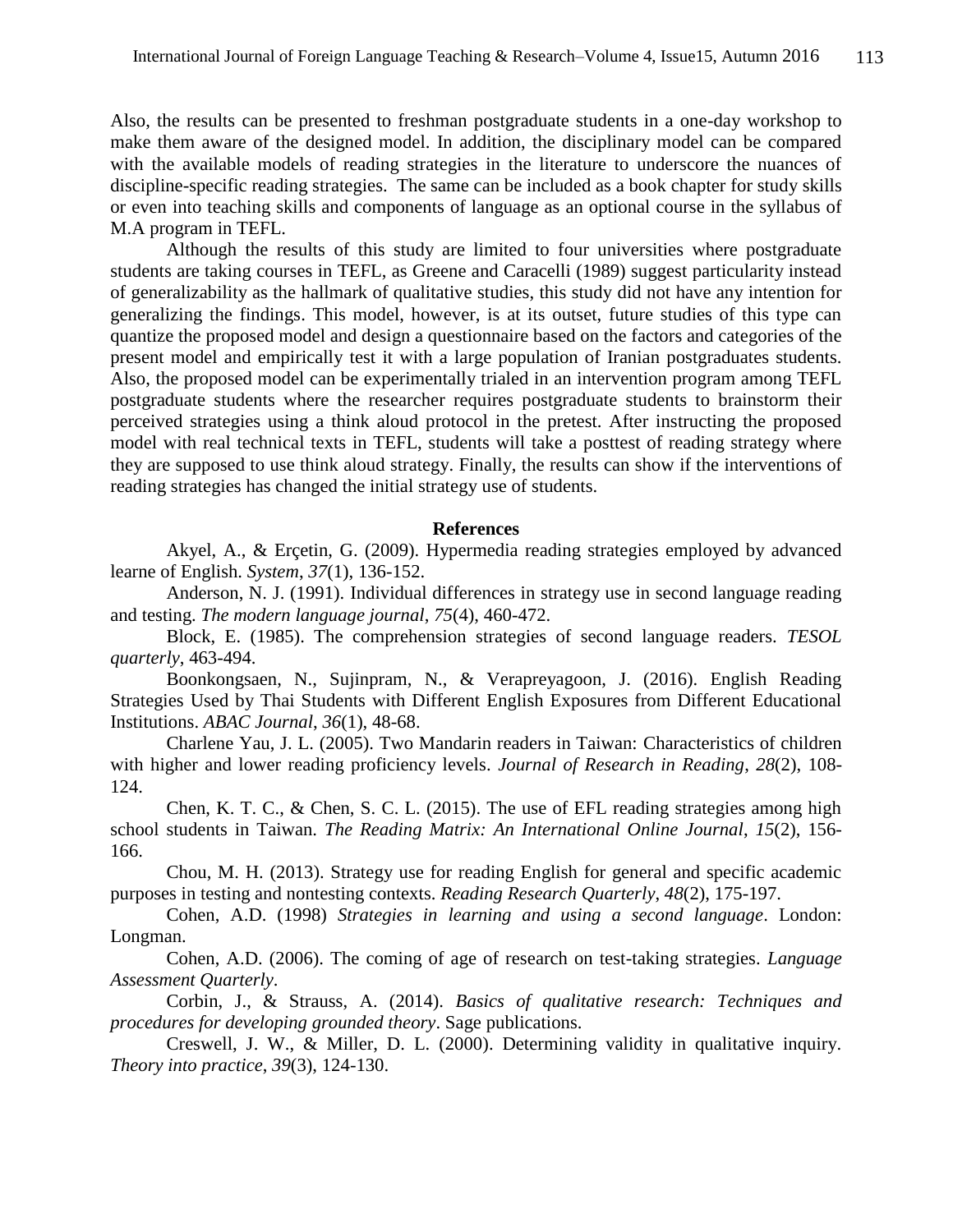Also, the results can be presented to freshman postgraduate students in a one-day workshop to make them aware of the designed model. In addition, the disciplinary model can be compared with the available models of reading strategies in the literature to underscore the nuances of discipline-specific reading strategies. The same can be included as a book chapter for study skills or even into teaching skills and components of language as an optional course in the syllabus of M.A program in TEFL.

Although the results of this study are limited to four universities where postgraduate students are taking courses in TEFL, as Greene and Caracelli (1989) suggest particularity instead of generalizability as the hallmark of qualitative studies, this study did not have any intention for generalizing the findings. This model, however, is at its outset, future studies of this type can quantize the proposed model and design a questionnaire based on the factors and categories of the present model and empirically test it with a large population of Iranian postgraduates students. Also, the proposed model can be experimentally trialed in an intervention program among TEFL postgraduate students where the researcher requires postgraduate students to brainstorm their perceived strategies using a think aloud protocol in the pretest. After instructing the proposed model with real technical texts in TEFL, students will take a posttest of reading strategy where they are supposed to use think aloud strategy. Finally, the results can show if the interventions of reading strategies has changed the initial strategy use of students.

## References

Akyel, A., & Erçetin, G. (2009). Hypermedia reading strategies employed by advanced learne of English. *System*, *37*(1), 136-152.

Anderson, N. J. (1991). Individual differences in strategy use in second language reading and testing. *The modern language journal*, *75*(4), 460-472.

Block, E. (1985). The comprehension strategies of second language readers. *TESOL quarterly*, 463-494.

Boonkongsaen, N., Sujinpram, N., & Verapreyagoon, J. (2016). English Reading Strategies Used by Thai Students with Different English Exposures from Different Educational Institutions. *ABAC Journal*, *36*(1), 48-68.

Charlene Yau, J. L. (2005). Two Mandarin readers in Taiwan: Characteristics of children with higher and lower reading proficiency levels. *Journal of Research in Reading*, *28*(2), 108-124.

Chen, K. T. C., & Chen, S. C. L. (2015). The use of EFL reading strategies among high school students in Taiwan. *The Reading Matrix: An International Online Journal*, *15*(2), 156-166.

Chou, M. H. (2013). Strategy use for reading English for general and specific academic purposes in testing and nontesting contexts. *Reading Research Quarterly*, *48*(2), 175-197.

Cohen, A.D. (1998) *Strategies in learning and using a second language*. London: Longman.

Cohen, A.D. (2006). The coming of age of research on test-taking strategies. *Language Assessment Quarterly*.

Corbin, J., & Strauss, A. (2014). *Basics of qualitative research: Techniques and procedures for developing grounded theory*. Sage publications.

Creswell, J. W., & Miller, D. L. (2000). Determining validity in qualitative inquiry. *Theory into practice*, *39*(3), 124-130.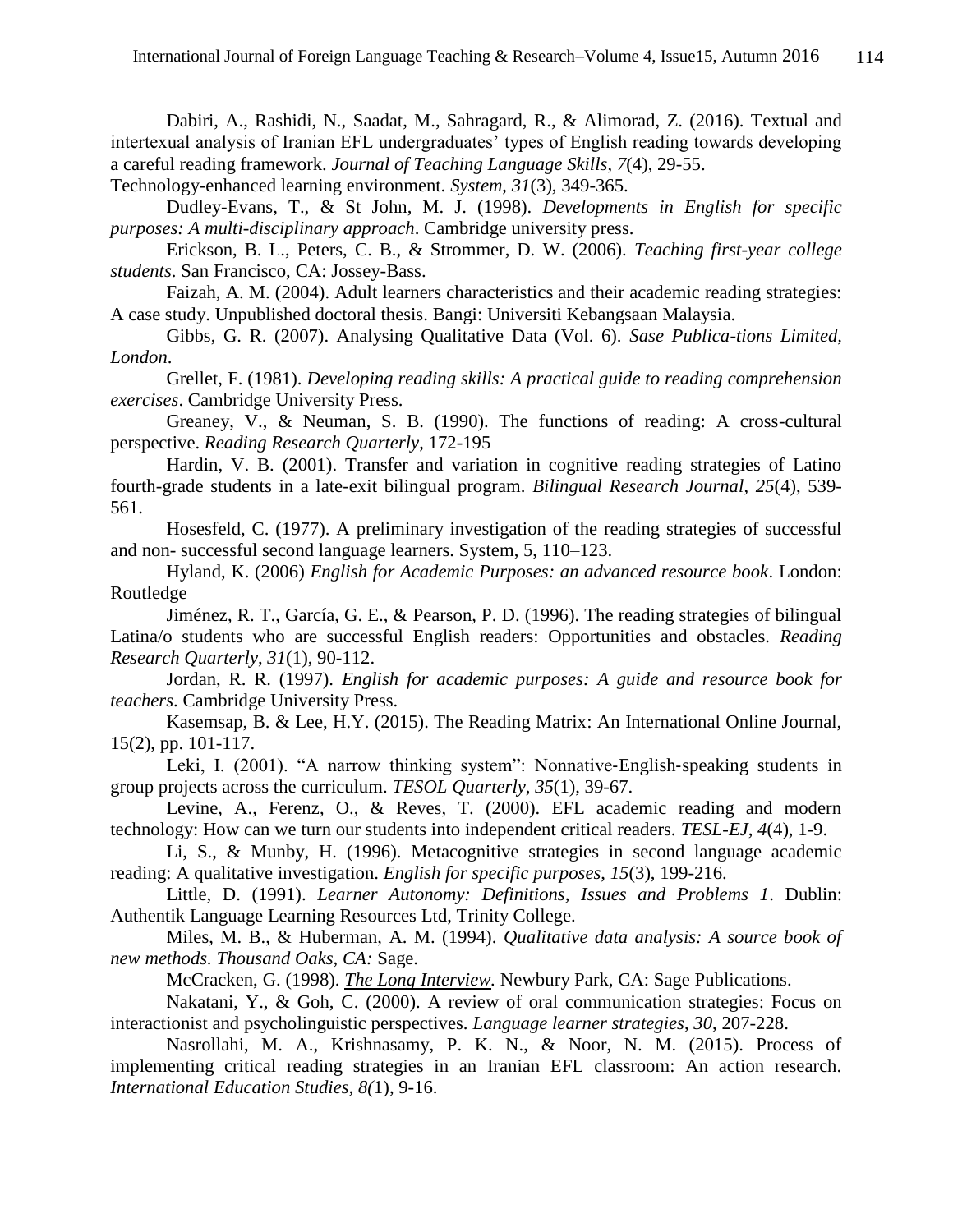Dabiri, A., Rashidi, N., Saadat, M., Sahragard, R., & Alimorad, Z. (2016). Textual and intertexual analysis of Iranian EFL undergraduates' types of English reading towards developing a careful reading framework. *Journal of Teaching Language Skills*, *7*(4), 29-55.

Technology-enhanced learning environment. *System*, *31*(3), 349-365.

Dudley-Evans, T., & St John, M. J. (1998). *Developments in English for specific purposes: A multi-disciplinary approach*. Cambridge university press.

Erickson, B. L., Peters, C. B., & Strommer, D. W. (2006). *Teaching first-year college students*. San Francisco, CA: Jossey-Bass.

Faizah, A. M. (2004). Adult learners characteristics and their academic reading strategies: A case study. Unpublished doctoral thesis. Bangi: Universiti Kebangsaan Malaysia.

Gibbs, G. R. (2007). Analysing Qualitative Data (Vol. 6). *Sase Publica-tions Limited, London*.

Grellet, F. (1981). *Developing reading skills: A practical guide to reading comprehension exercises*. Cambridge University Press.

Greaney, V., & Neuman, S. B. (1990). The functions of reading: A cross-cultural perspective. *Reading Research Quarterly*, 172-195

Hardin, V. B. (2001). Transfer and variation in cognitive reading strategies of Latino fourth-grade students in a late-exit bilingual program. *Bilingual Research Journal*, *25*(4), 539-561.

Hosesfeld, C. (1977). A preliminary investigation of the reading strategies of successful and non- successful second language learners. System, 5, 110–123.

Hyland, K. (2006) *English for Academic Purposes: an advanced resource book*. London: Routledge

Jiménez, R. T., García, G. E., & Pearson, P. D. (1996). The reading strategies of bilingual Latina/o students who are successful English readers: Opportunities and obstacles. *Reading Research Quarterly*, *31*(1), 90-112.

Jordan, R. R. (1997). *English for academic purposes: A guide and resource book for teachers*. Cambridge University Press.

Kasemsap, B. & Lee, H.Y. (2015). The Reading Matrix: An International Online Journal, 15(2), pp. 101-117.

Leki, I. (2001). "A narrow thinking system": Nonnative‐English‐speaking students in group projects across the curriculum. *TESOL Quarterly*, *35*(1), 39-67.

Levine, A., Ferenz, O., & Reves, T. (2000). EFL academic reading and modern technology: How can we turn our students into independent critical readers. *TESL-EJ*, *4*(4), 1-9.

Li, S., & Munby, H. (1996). Metacognitive strategies in second language academic reading: A qualitative investigation. *English for specific purposes*, *15*(3), 199-216.

Little, D. (1991). *Learner Autonomy: Definitions, Issues and Problems 1*. Dublin: Authentik Language Learning Resources Ltd, Trinity College.

Miles, M. B., & Huberman, A. M. (1994). *Qualitative data analysis: A source book of new methods. Thousand Oaks, CA:* Sage.

McCracken, G. (1998). *The Long Interview*. Newbury Park, CA: Sage Publications.

Nakatani, Y., & Goh, C. (2000). A review of oral communication strategies: Focus on interactionist and psycholinguistic perspectives. *Language learner strategies*, *30*, 207-228.

Nasrollahi, M. A., Krishnasamy, P. K. N., & Noor, N. M. (2015). Process of implementing critical reading strategies in an Iranian EFL classroom: An action research. *International Education Studies, 8(*1), 9-16.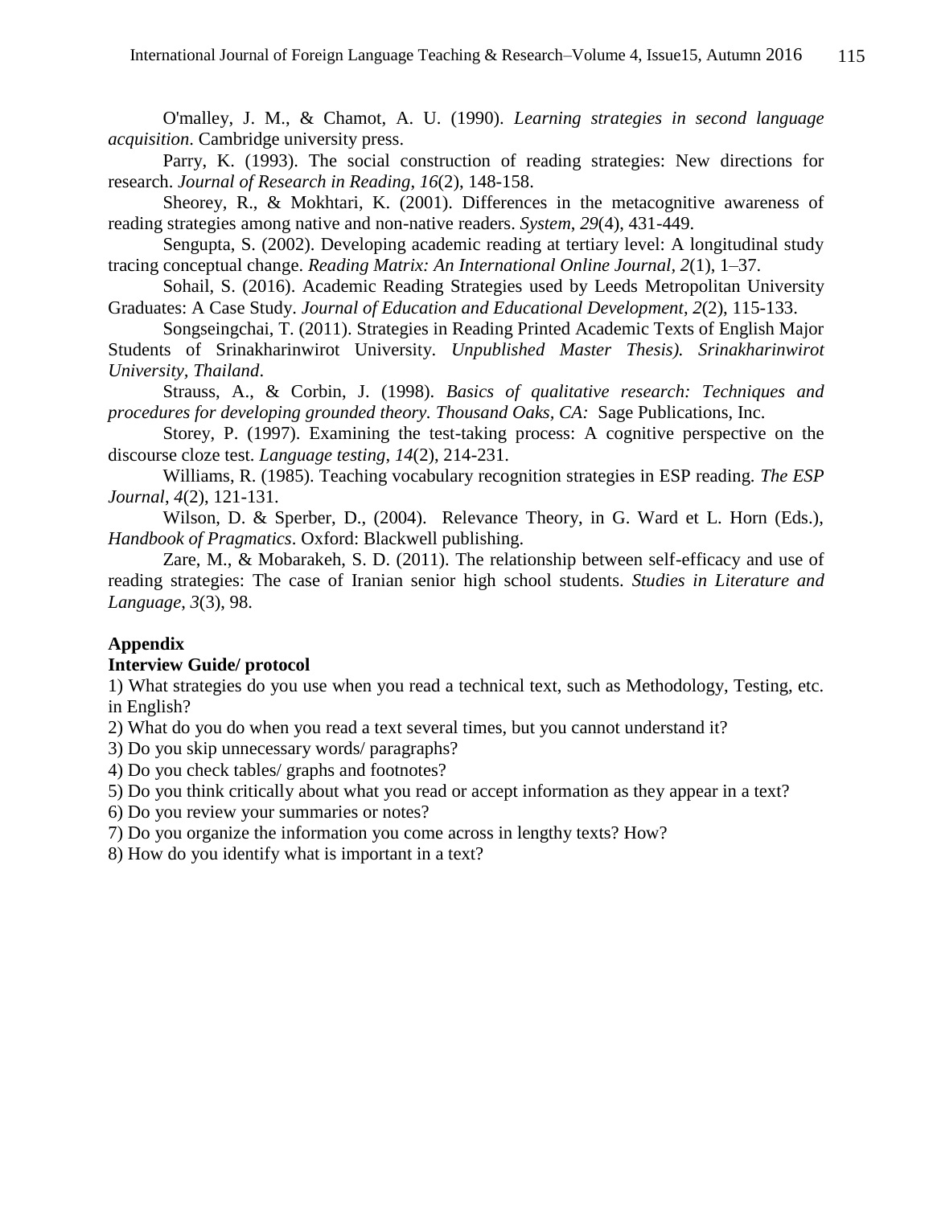O'malley, J. M., & Chamot, A. U. (1990). *Learning strategies in second language acquisition*. Cambridge university press.

Parry, K. (1993). The social construction of reading strategies: New directions for research. *Journal of Research in Reading*, *16*(2), 148-158.

Sheorey, R., & Mokhtari, K. (2001). Differences in the metacognitive awareness of reading strategies among native and non-native readers. *System*, *29*(4), 431-449.

Sengupta, S. (2002). Developing academic reading at tertiary level: A longitudinal study tracing conceptual change. *Reading Matrix: An International Online Journal*, *2*(1), 1–37.

Sohail, S. (2016). Academic Reading Strategies used by Leeds Metropolitan University Graduates: A Case Study. *Journal of Education and Educational Development*, *2*(2), 115-133.

Songseingchai, T. (2011). Strategies in Reading Printed Academic Texts of English Major Students of Srinakharinwirot University. *Unpublished Master Thesis). Srinakharinwirot University, Thailand*.

Strauss, A., & Corbin, J. (1998). *Basics of qualitative research: Techniques and procedures for developing grounded theory. Thousand Oaks, CA:* Sage Publications, Inc.

Storey, P. (1997). Examining the test-taking process: A cognitive perspective on the discourse cloze test. *Language testing*, *14*(2), 214-231.

Williams, R. (1985). Teaching vocabulary recognition strategies in ESP reading. *The ESP Journal*, *4*(2), 121-131.

Wilson, D. & Sperber, D., (2004). Relevance Theory, in G. Ward et L. Horn (Eds.), *Handbook of Pragmatics*. Oxford: Blackwell publishing.

Zare, M., & Mobarakeh, S. D. (2011). The relationship between self-efficacy and use of reading strategies: The case of Iranian senior high school students. *Studies in Literature and Language*, *3*(3), 98.

**Appendix**

**Interview Guide/ protocol**

1) What strategies do you use when you read a technical text, such as Methodology, Testing, etc. in English?
2) What do you do when you read a text several times, but you cannot understand it?
3) Do you skip unnecessary words/ paragraphs?
4) Do you check tables/ graphs and footnotes?
5) Do you think critically about what you read or accept information as they appear in a text?
6) Do you review your summaries or notes?
7) Do you organize the information you come across in lengthy texts? How?
8) How do you identify what is important in a text?